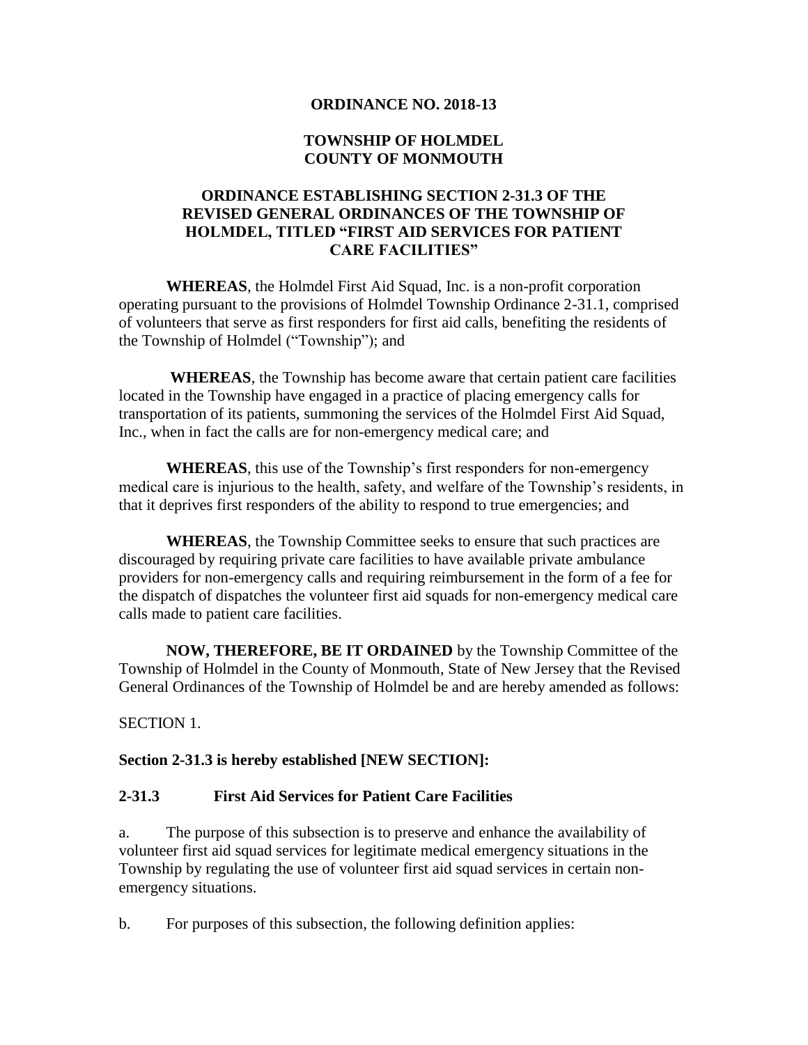**ORDINANCE NO. 2018-13**

**TOWNSHIP OF HOLMDEL**
**COUNTY OF MONMOUTH**

**ORDINANCE ESTABLISHING SECTION 2-31.3 OF THE REVISED GENERAL ORDINANCES OF THE TOWNSHIP OF HOLMDEL, TITLED "FIRST AID SERVICES FOR PATIENT CARE FACILITIES"**

**WHEREAS**, the Holmdel First Aid Squad, Inc. is a non-profit corporation operating pursuant to the provisions of Holmdel Township Ordinance 2-31.1, comprised of volunteers that serve as first responders for first aid calls, benefiting the residents of the Township of Holmdel ("Township"); and

**WHEREAS**, the Township has become aware that certain patient care facilities located in the Township have engaged in a practice of placing emergency calls for transportation of its patients, summoning the services of the Holmdel First Aid Squad, Inc., when in fact the calls are for non-emergency medical care; and

**WHEREAS**, this use of the Township's first responders for non-emergency medical care is injurious to the health, safety, and welfare of the Township's residents, in that it deprives first responders of the ability to respond to true emergencies; and

**WHEREAS**, the Township Committee seeks to ensure that such practices are discouraged by requiring private care facilities to have available private ambulance providers for non-emergency calls and requiring reimbursement in the form of a fee for the dispatch of dispatches the volunteer first aid squads for non-emergency medical care calls made to patient care facilities.

**NOW, THEREFORE, BE IT ORDAINED** by the Township Committee of the Township of Holmdel in the County of Monmouth, State of New Jersey that the Revised General Ordinances of the Township of Holmdel be and are hereby amended as follows:

SECTION 1.

**Section 2-31.3 is hereby established [NEW SECTION]:**

**2-31.3 First Aid Services for Patient Care Facilities**

a. The purpose of this subsection is to preserve and enhance the availability of volunteer first aid squad services for legitimate medical emergency situations in the Township by regulating the use of volunteer first aid squad services in certain non-emergency situations.

b. For purposes of this subsection, the following definition applies: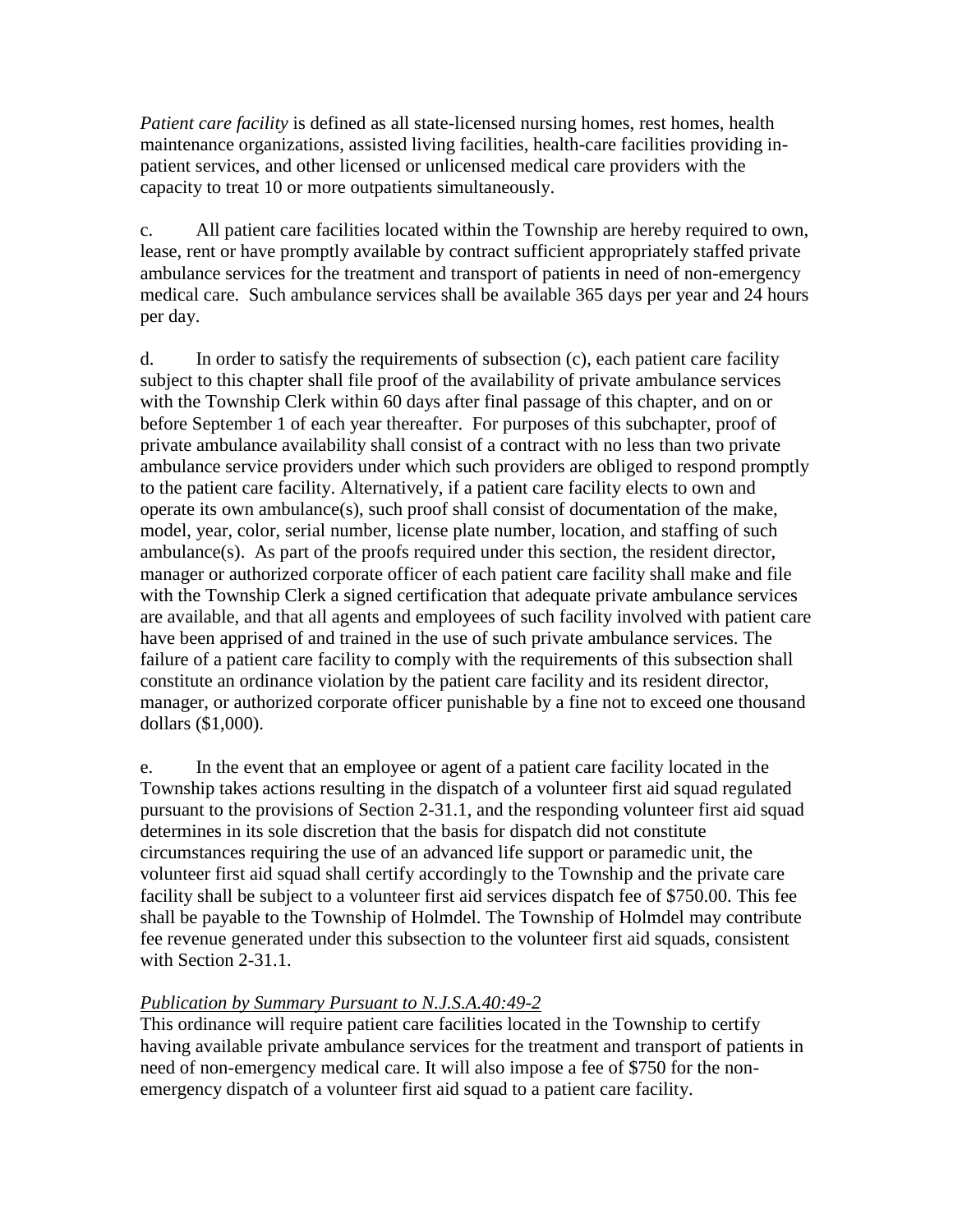*Patient care facility* is defined as all state-licensed nursing homes, rest homes, health maintenance organizations, assisted living facilities, health-care facilities providing in-patient services, and other licensed or unlicensed medical care providers with the capacity to treat 10 or more outpatients simultaneously.

c. All patient care facilities located within the Township are hereby required to own, lease, rent or have promptly available by contract sufficient appropriately staffed private ambulance services for the treatment and transport of patients in need of non-emergency medical care. Such ambulance services shall be available 365 days per year and 24 hours per day.

d. In order to satisfy the requirements of subsection (c), each patient care facility subject to this chapter shall file proof of the availability of private ambulance services with the Township Clerk within 60 days after final passage of this chapter, and on or before September 1 of each year thereafter. For purposes of this subchapter, proof of private ambulance availability shall consist of a contract with no less than two private ambulance service providers under which such providers are obliged to respond promptly to the patient care facility. Alternatively, if a patient care facility elects to own and operate its own ambulance(s), such proof shall consist of documentation of the make, model, year, color, serial number, license plate number, location, and staffing of such ambulance(s). As part of the proofs required under this section, the resident director, manager or authorized corporate officer of each patient care facility shall make and file with the Township Clerk a signed certification that adequate private ambulance services are available, and that all agents and employees of such facility involved with patient care have been apprised of and trained in the use of such private ambulance services. The failure of a patient care facility to comply with the requirements of this subsection shall constitute an ordinance violation by the patient care facility and its resident director, manager, or authorized corporate officer punishable by a fine not to exceed one thousand dollars ($1,000).

e. In the event that an employee or agent of a patient care facility located in the Township takes actions resulting in the dispatch of a volunteer first aid squad regulated pursuant to the provisions of Section 2-31.1, and the responding volunteer first aid squad determines in its sole discretion that the basis for dispatch did not constitute circumstances requiring the use of an advanced life support or paramedic unit, the volunteer first aid squad shall certify accordingly to the Township and the private care facility shall be subject to a volunteer first aid services dispatch fee of $750.00. This fee shall be payable to the Township of Holmdel. The Township of Holmdel may contribute fee revenue generated under this subsection to the volunteer first aid squads, consistent with Section 2-31.1.

*Publication by Summary Pursuant to N.J.S.A.40:49-2*

This ordinance will require patient care facilities located in the Township to certify having available private ambulance services for the treatment and transport of patients in need of non-emergency medical care. It will also impose a fee of $750 for the non-emergency dispatch of a volunteer first aid squad to a patient care facility.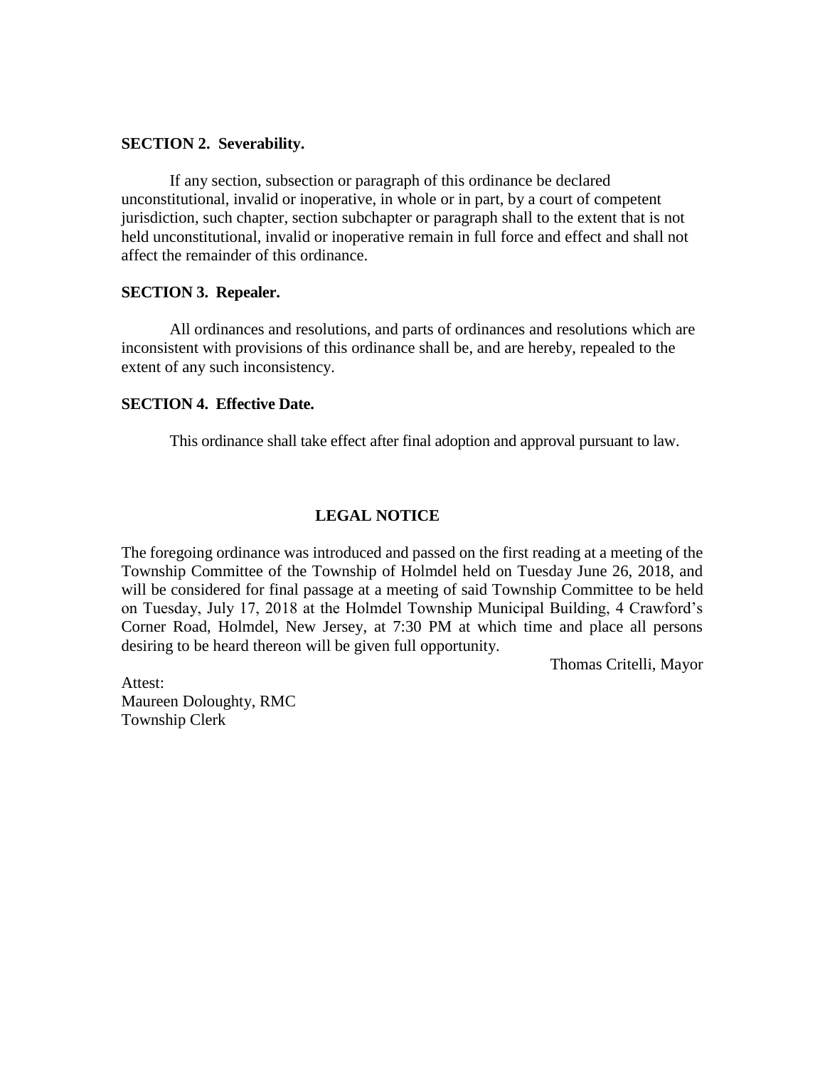**SECTION 2. Severability.**

If any section, subsection or paragraph of this ordinance be declared unconstitutional, invalid or inoperative, in whole or in part, by a court of competent jurisdiction, such chapter, section subchapter or paragraph shall to the extent that is not held unconstitutional, invalid or inoperative remain in full force and effect and shall not affect the remainder of this ordinance.

**SECTION 3. Repealer.**

All ordinances and resolutions, and parts of ordinances and resolutions which are inconsistent with provisions of this ordinance shall be, and are hereby, repealed to the extent of any such inconsistency.

**SECTION 4. Effective Date.**

This ordinance shall take effect after final adoption and approval pursuant to law.

**LEGAL NOTICE**

The foregoing ordinance was introduced and passed on the first reading at a meeting of the Township Committee of the Township of Holmdel held on Tuesday June 26, 2018, and will be considered for final passage at a meeting of said Township Committee to be held on Tuesday, July 17, 2018 at the Holmdel Township Municipal Building, 4 Crawford's Corner Road, Holmdel, New Jersey, at 7:30 PM at which time and place all persons desiring to be heard thereon will be given full opportunity.

Thomas Critelli, Mayor

Attest:
Maureen Doloughty, RMC
Township Clerk